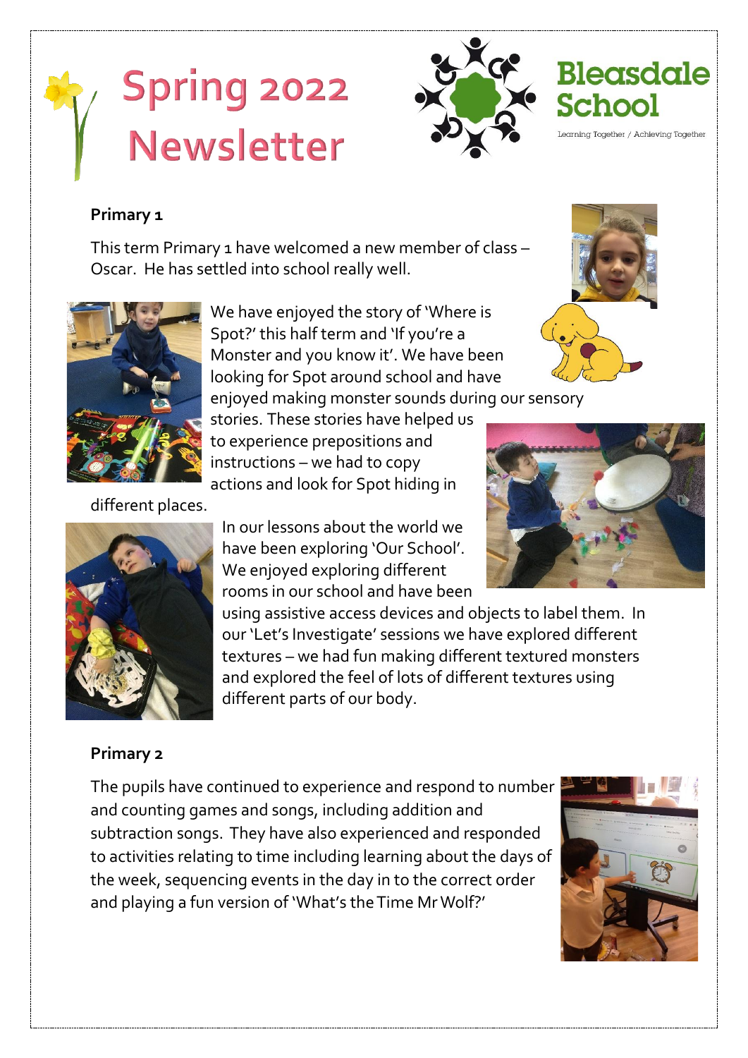# Spring 2022 Newsletter

**Bleasdale School**

Learning Together / Achieving Together

## Primary 1

This term Primary 1 have welcomed a new member of class – Oscar. He has settled into school really well.

We have enjoyed the story of 'Where is Spot?' this half term and 'If you're a Monster and you know it'. We have been looking for Spot around school and have enjoyed making monster sounds during our sensory stories. These stories have helped us to experience prepositions and instructions – we had to copy actions and look for Spot hiding in different places.

In our lessons about the world we have been exploring 'Our School'. We enjoyed exploring different rooms in our school and have been using assistive access devices and objects to label them. In our 'Let's Investigate' sessions we have explored different textures – we had fun making different textured monsters and explored the feel of lots of different textures using different parts of our body.

## Primary 2

The pupils have continued to experience and respond to number and counting games and songs, including addition and subtraction songs. They have also experienced and responded to activities relating to time including learning about the days of the week, sequencing events in the day in to the correct order and playing a fun version of 'What's the Time Mr Wolf?'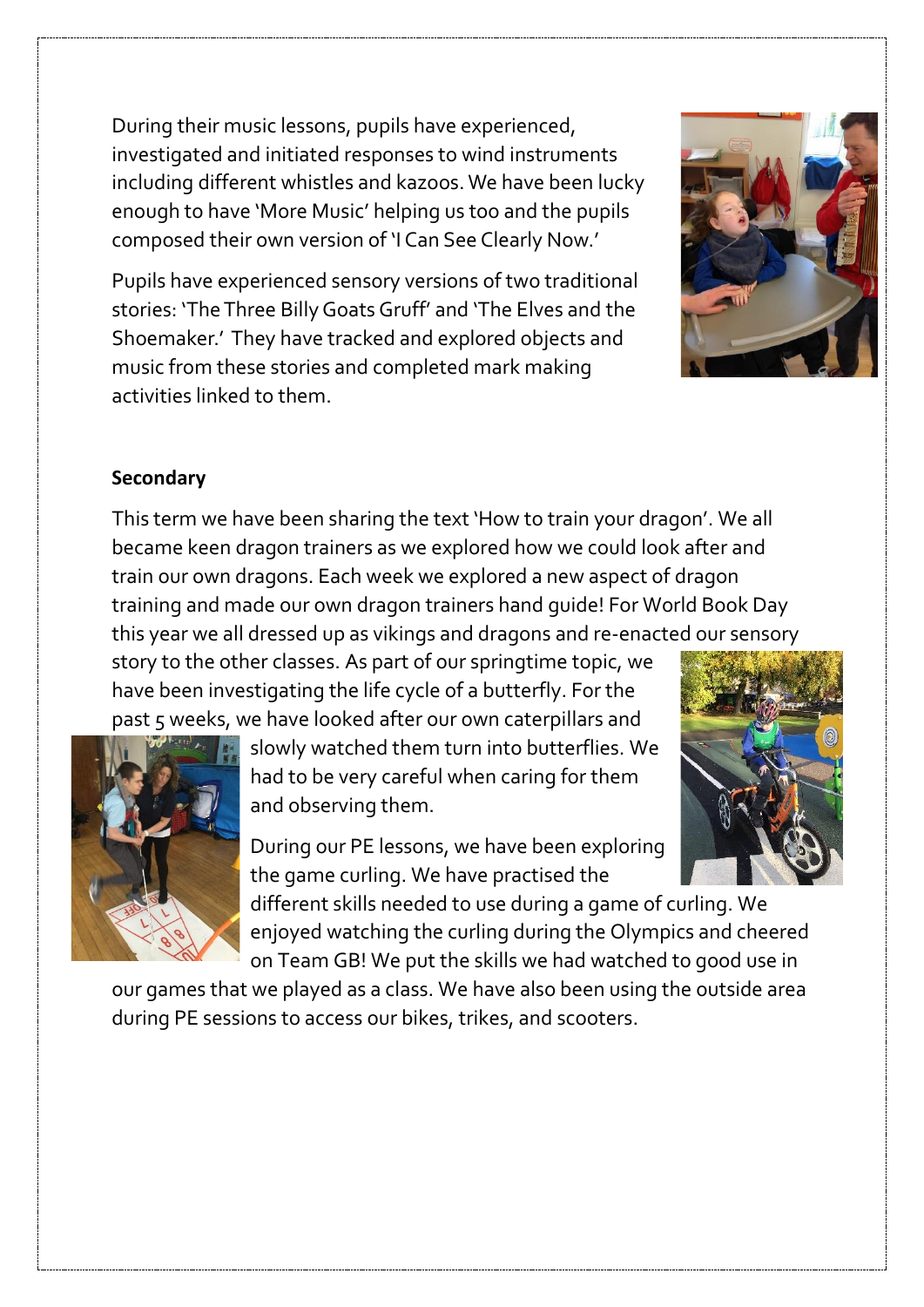During their music lessons, pupils have experienced, investigated and initiated responses to wind instruments including different whistles and kazoos. We have been lucky enough to have 'More Music' helping us too and the pupils composed their own version of 'I Can See Clearly Now.'

Pupils have experienced sensory versions of two traditional stories: 'The Three Billy Goats Gruff' and 'The Elves and the Shoemaker.' They have tracked and explored objects and music from these stories and completed mark making activities linked to them.

**Secondary**

This term we have been sharing the text 'How to train your dragon'. We all became keen dragon trainers as we explored how we could look after and train our own dragons. Each week we explored a new aspect of dragon training and made our own dragon trainers hand guide! For World Book Day this year we all dressed up as vikings and dragons and re-enacted our sensory story to the other classes. As part of our springtime topic, we have been investigating the life cycle of a butterfly. For the past 5 weeks, we have looked after our own caterpillars and slowly watched them turn into butterflies. We had to be very careful when caring for them and observing them.

During our PE lessons, we have been exploring the game curling. We have practised the different skills needed to use during a game of curling. We enjoyed watching the curling during the Olympics and cheered on Team GB! We put the skills we had watched to good use in our games that we played as a class. We have also been using the outside area during PE sessions to access our bikes, trikes, and scooters.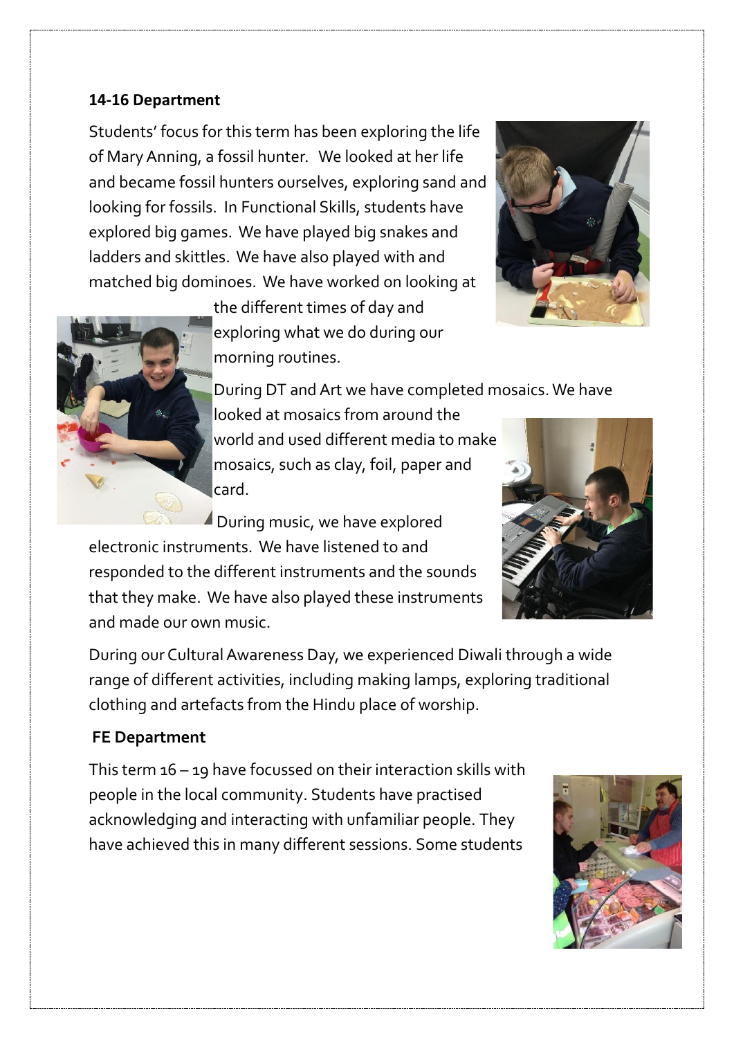**14-16 Department**

Students' focus for this term has been exploring the life of Mary Anning, a fossil hunter. We looked at her life and became fossil hunters ourselves, exploring sand and looking for fossils. In Functional Skills, students have explored big games. We have played big snakes and ladders and skittles. We have also played with and matched big dominoes. We have worked on looking at the different times of day and exploring what we do during our morning routines.

During DT and Art we have completed mosaics. We have looked at mosaics from around the world and used different media to make mosaics, such as clay, foil, paper and card.

During music, we have explored electronic instruments. We have listened to and responded to the different instruments and the sounds that they make. We have also played these instruments and made our own music.

During our Cultural Awareness Day, we experienced Diwali through a wide range of different activities, including making lamps, exploring traditional clothing and artefacts from the Hindu place of worship.

**FE Department**

This term 16 – 19 have focussed on their interaction skills with people in the local community. Students have practised acknowledging and interacting with unfamiliar people. They have achieved this in many different sessions. Some students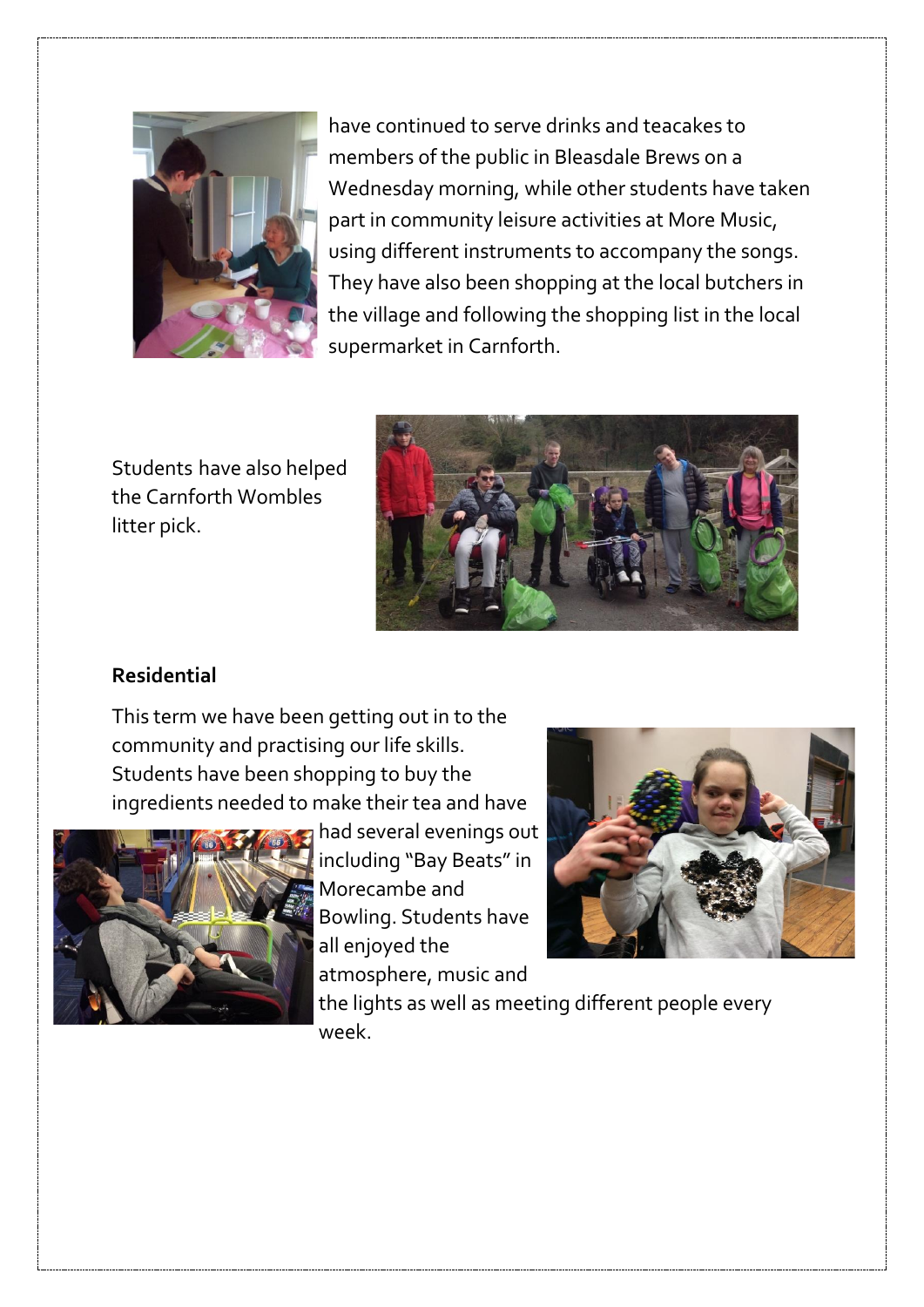have continued to serve drinks and teacakes to members of the public in Bleasdale Brews on a Wednesday morning, while other students have taken part in community leisure activities at More Music, using different instruments to accompany the songs. They have also been shopping at the local butchers in the village and following the shopping list in the local supermarket in Carnforth.

Students have also helped the Carnforth Wombles litter pick.

**Residential**

This term we have been getting out in to the community and practising our life skills. Students have been shopping to buy the ingredients needed to make their tea and have had several evenings out including "Bay Beats" in Morecambe and Bowling. Students have all enjoyed the atmosphere, music and the lights as well as meeting different people every week.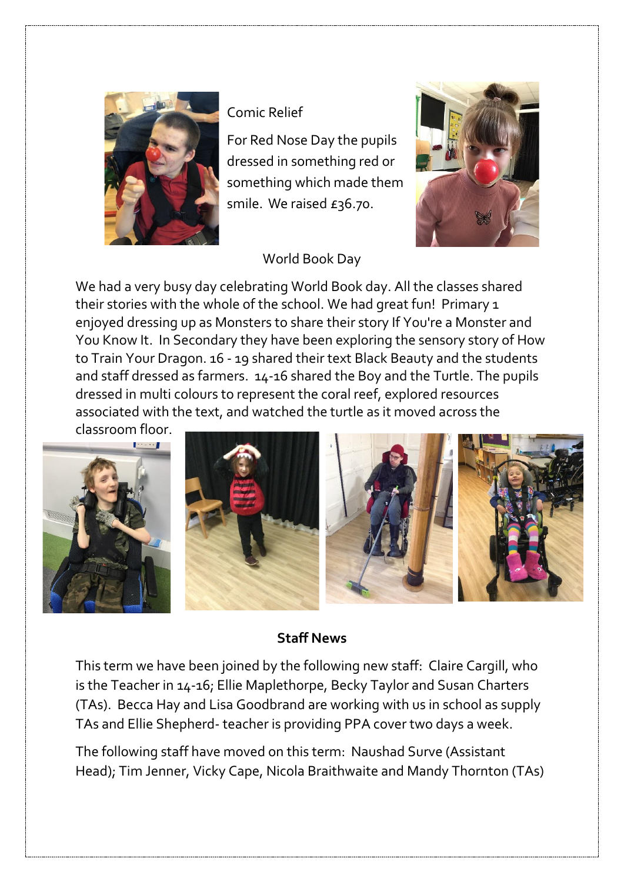## Comic Relief

For Red Nose Day the pupils dressed in something red or something which made them smile. We raised £36.70.

## World Book Day

We had a very busy day celebrating World Book day. All the classes shared their stories with the whole of the school. We had great fun! Primary 1 enjoyed dressing up as Monsters to share their story If You're a Monster and You Know It. In Secondary they have been exploring the sensory story of How to Train Your Dragon. 16 - 19 shared their text Black Beauty and the students and staff dressed as farmers. 14-16 shared the Boy and the Turtle. The pupils dressed in multi colours to represent the coral reef, explored resources associated with the text, and watched the turtle as it moved across the classroom floor.

## Staff News

This term we have been joined by the following new staff: Claire Cargill, who is the Teacher in 14-16; Ellie Maplethorpe, Becky Taylor and Susan Charters (TAs). Becca Hay and Lisa Goodbrand are working with us in school as supply TAs and Ellie Shepherd- teacher is providing PPA cover two days a week.

The following staff have moved on this term: Naushad Surve (Assistant Head); Tim Jenner, Vicky Cape, Nicola Braithwaite and Mandy Thornton (TAs)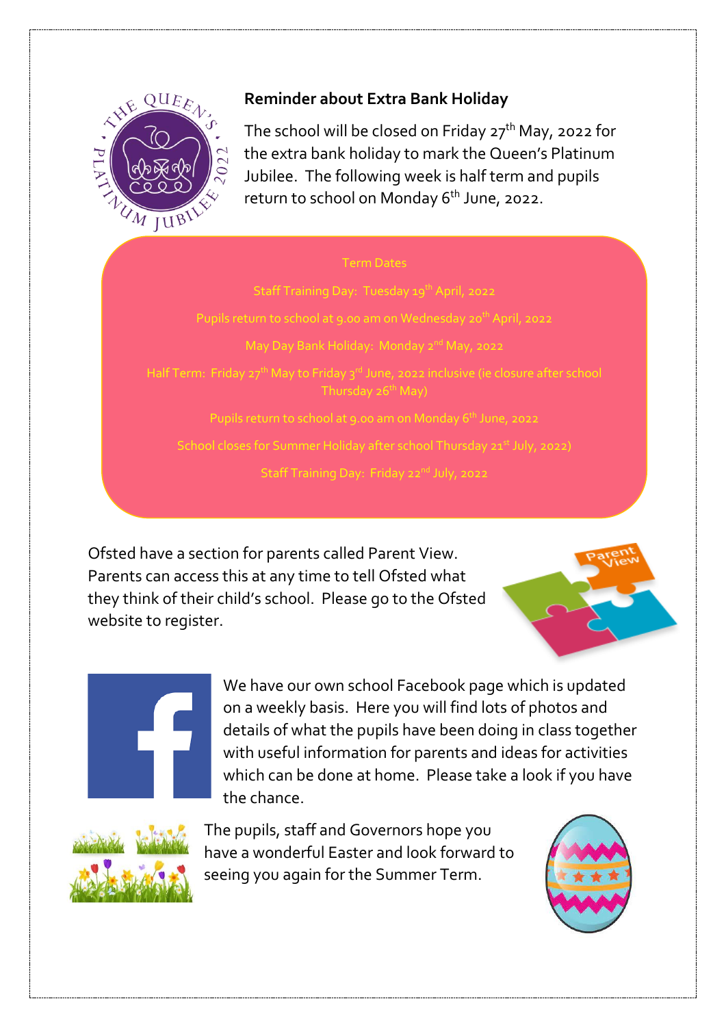## Reminder about Extra Bank Holiday

The school will be closed on Friday 27th May, 2022 for the extra bank holiday to mark the Queen's Platinum Jubilee. The following week is half term and pupils return to school on Monday 6th June, 2022.

Term Dates

Staff Training Day: Tuesday 19th April, 2022

Pupils return to school at 9.00 am on Wednesday 20th April, 2022

May Day Bank Holiday: Monday 2nd May, 2022

Half Term: Friday 27th May to Friday 3rd June, 2022 inclusive (ie closure after school Thursday 26th May)

Pupils return to school at 9.00 am on Monday 6th June, 2022

School closes for Summer Holiday after school Thursday 21st July, 2022)

Staff Training Day: Friday 22nd July, 2022

Ofsted have a section for parents called Parent View. Parents can access this at any time to tell Ofsted what they think of their child's school. Please go to the Ofsted website to register.

We have our own school Facebook page which is updated on a weekly basis. Here you will find lots of photos and details of what the pupils have been doing in class together with useful information for parents and ideas for activities which can be done at home. Please take a look if you have the chance.

The pupils, staff and Governors hope you have a wonderful Easter and look forward to seeing you again for the Summer Term.